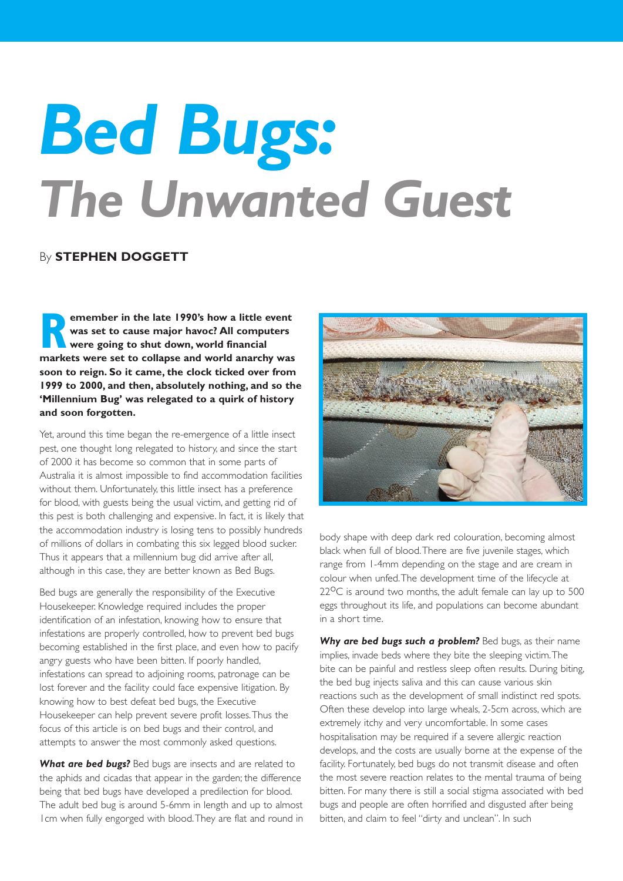# *Bed Bugs:* *The Unwanted Guest*

By **STEPHEN DOGGETT**

**Remember in the late 1990's how a little event was set to cause major havoc? All computers were going to shut down, world financial markets were set to collapse and world anarchy was soon to reign. So it came, the clock ticked over from 1999 to 2000, and then, absolutely nothing, and so the 'Millennium Bug' was relegated to a quirk of history and soon forgotten.**

Yet, around this time began the re-emergence of a little insect pest, one thought long relegated to history, and since the start of 2000 it has become so common that in some parts of Australia it is almost impossible to find accommodation facilities without them. Unfortunately, this little insect has a preference for blood, with guests being the usual victim, and getting rid of this pest is both challenging and expensive. In fact, it is likely that the accommodation industry is losing tens to possibly hundreds of millions of dollars in combating this six legged blood sucker. Thus it appears that a millennium bug did arrive after all, although in this case, they are better known as Bed Bugs.

Bed bugs are generally the responsibility of the Executive Housekeeper. Knowledge required includes the proper identification of an infestation, knowing how to ensure that infestations are properly controlled, how to prevent bed bugs becoming established in the first place, and even how to pacify angry guests who have been bitten. If poorly handled, infestations can spread to adjoining rooms, patronage can be lost forever and the facility could face expensive litigation. By knowing how to best defeat bed bugs, the Executive Housekeeper can help prevent severe profit losses. Thus the focus of this article is on bed bugs and their control, and attempts to answer the most commonly asked questions.

***What are bed bugs?*** Bed bugs are insects and are related to the aphids and cicadas that appear in the garden; the difference being that bed bugs have developed a predilection for blood. The adult bed bug is around 5-6mm in length and up to almost 1cm when fully engorged with blood. They are flat and round in body shape with deep dark red colouration, becoming almost black when full of blood. There are five juvenile stages, which range from 1-4mm depending on the stage and are cream in colour when unfed. The development time of the lifecycle at 22°C is around two months, the adult female can lay up to 500 eggs throughout its life, and populations can become abundant in a short time.

***Why are bed bugs such a problem?*** Bed bugs, as their name implies, invade beds where they bite the sleeping victim. The bite can be painful and restless sleep often results. During biting, the bed bug injects saliva and this can cause various skin reactions such as the development of small indistinct red spots. Often these develop into large wheals, 2-5cm across, which are extremely itchy and very uncomfortable. In some cases hospitalisation may be required if a severe allergic reaction develops, and the costs are usually borne at the expense of the facility. Fortunately, bed bugs do not transmit disease and often the most severe reaction relates to the mental trauma of being bitten. For many there is still a social stigma associated with bed bugs and people are often horrified and disgusted after being bitten, and claim to feel "dirty and unclean". In such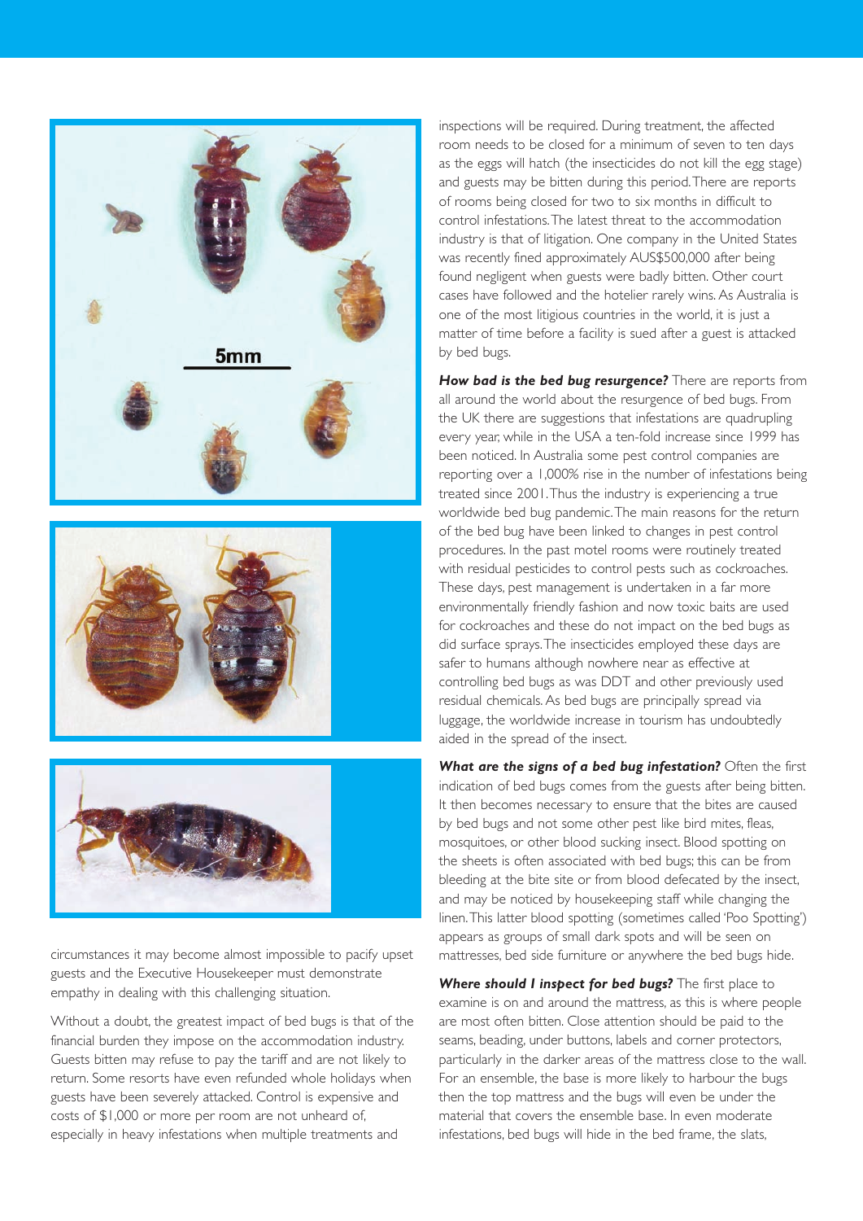circumstances it may become almost impossible to pacify upset guests and the Executive Housekeeper must demonstrate empathy in dealing with this challenging situation.

Without a doubt, the greatest impact of bed bugs is that of the financial burden they impose on the accommodation industry. Guests bitten may refuse to pay the tariff and are not likely to return. Some resorts have even refunded whole holidays when guests have been severely attacked. Control is expensive and costs of $1,000 or more per room are not unheard of, especially in heavy infestations when multiple treatments and inspections will be required. During treatment, the affected room needs to be closed for a minimum of seven to ten days as the eggs will hatch (the insecticides do not kill the egg stage) and guests may be bitten during this period. There are reports of rooms being closed for two to six months in difficult to control infestations. The latest threat to the accommodation industry is that of litigation. One company in the United States was recently fined approximately AUS$500,000 after being found negligent when guests were badly bitten. Other court cases have followed and the hotelier rarely wins. As Australia is one of the most litigious countries in the world, it is just a matter of time before a facility is sued after a guest is attacked by bed bugs.

***How bad is the bed bug resurgence?*** There are reports from all around the world about the resurgence of bed bugs. From the UK there are suggestions that infestations are quadrupling every year, while in the USA a ten-fold increase since 1999 has been noticed. In Australia some pest control companies are reporting over a 1,000% rise in the number of infestations being treated since 2001. Thus the industry is experiencing a true worldwide bed bug pandemic. The main reasons for the return of the bed bug have been linked to changes in pest control procedures. In the past motel rooms were routinely treated with residual pesticides to control pests such as cockroaches. These days, pest management is undertaken in a far more environmentally friendly fashion and now toxic baits are used for cockroaches and these do not impact on the bed bugs as did surface sprays. The insecticides employed these days are safer to humans although nowhere near as effective at controlling bed bugs as was DDT and other previously used residual chemicals. As bed bugs are principally spread via luggage, the worldwide increase in tourism has undoubtedly aided in the spread of the insect.

***What are the signs of a bed bug infestation?*** Often the first indication of bed bugs comes from the guests after being bitten. It then becomes necessary to ensure that the bites are caused by bed bugs and not some other pest like bird mites, fleas, mosquitoes, or other blood sucking insect. Blood spotting on the sheets is often associated with bed bugs; this can be from bleeding at the bite site or from blood defecated by the insect, and may be noticed by housekeeping staff while changing the linen. This latter blood spotting (sometimes called 'Poo Spotting') appears as groups of small dark spots and will be seen on mattresses, bed side furniture or anywhere the bed bugs hide.

***Where should I inspect for bed bugs?*** The first place to examine is on and around the mattress, as this is where people are most often bitten. Close attention should be paid to the seams, beading, under buttons, labels and corner protectors, particularly in the darker areas of the mattress close to the wall. For an ensemble, the base is more likely to harbour the bugs then the top mattress and the bugs will even be under the material that covers the ensemble base. In even moderate infestations, bed bugs will hide in the bed frame, the slats,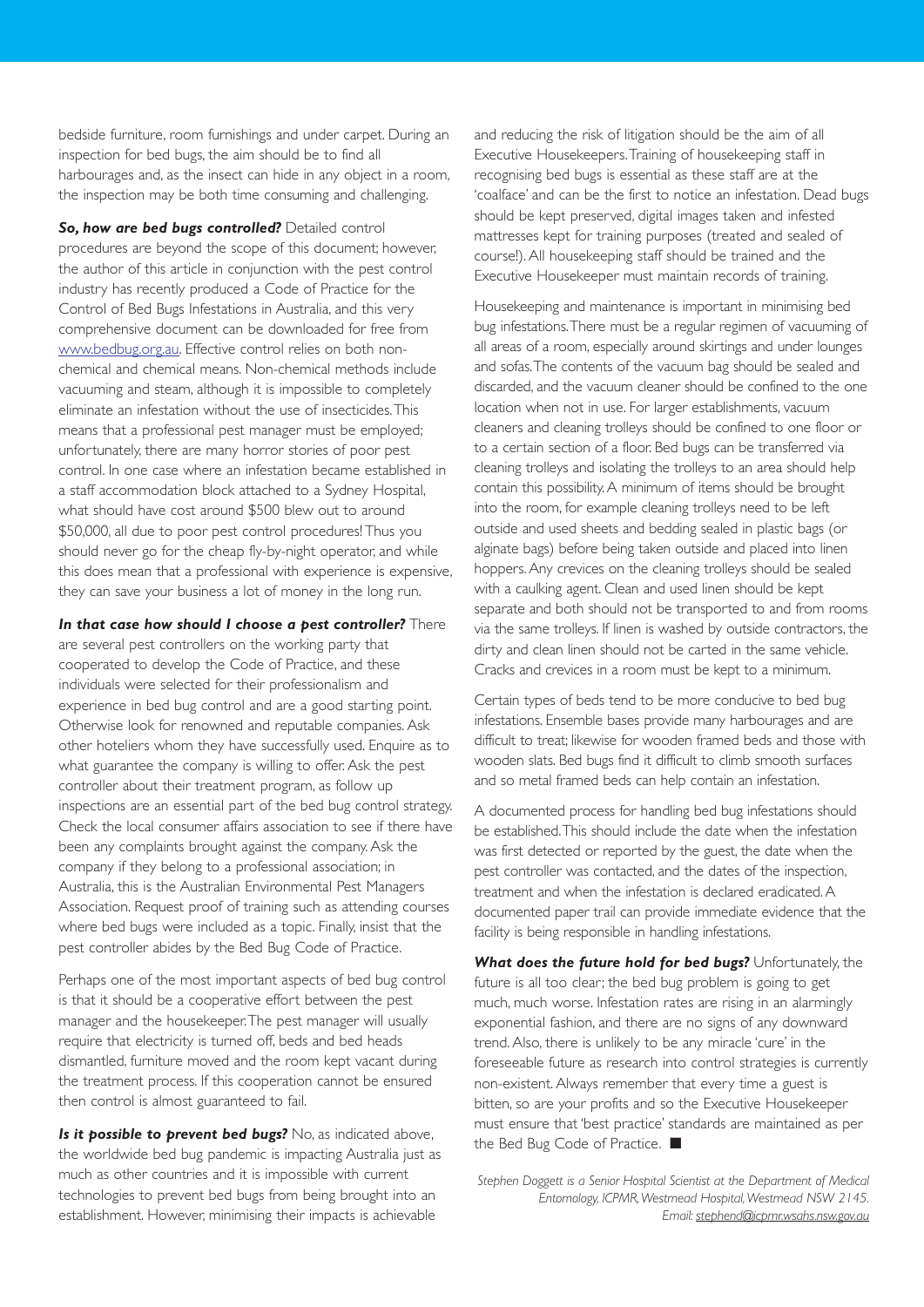bedside furniture, room furnishings and under carpet. During an inspection for bed bugs, the aim should be to find all harbourages and, as the insect can hide in any object in a room, the inspection may be both time consuming and challenging.

***So, how are bed bugs controlled?*** Detailed control procedures are beyond the scope of this document; however, the author of this article in conjunction with the pest control industry has recently produced a Code of Practice for the Control of Bed Bugs Infestations in Australia, and this very comprehensive document can be downloaded for free from www.bedbug.org.au. Effective control relies on both non-chemical and chemical means. Non-chemical methods include vacuuming and steam, although it is impossible to completely eliminate an infestation without the use of insecticides. This means that a professional pest manager must be employed; unfortunately, there are many horror stories of poor pest control. In one case where an infestation became established in a staff accommodation block attached to a Sydney Hospital, what should have cost around $500 blew out to around $50,000, all due to poor pest control procedures! Thus you should never go for the cheap fly-by-night operator, and while this does mean that a professional with experience is expensive, they can save your business a lot of money in the long run.

***In that case how should I choose a pest controller?*** There are several pest controllers on the working party that cooperated to develop the Code of Practice, and these individuals were selected for their professionalism and experience in bed bug control and are a good starting point. Otherwise look for renowned and reputable companies. Ask other hoteliers whom they have successfully used. Enquire as to what guarantee the company is willing to offer. Ask the pest controller about their treatment program, as follow up inspections are an essential part of the bed bug control strategy. Check the local consumer affairs association to see if there have been any complaints brought against the company. Ask the company if they belong to a professional association; in Australia, this is the Australian Environmental Pest Managers Association. Request proof of training such as attending courses where bed bugs were included as a topic. Finally, insist that the pest controller abides by the Bed Bug Code of Practice.

Perhaps one of the most important aspects of bed bug control is that it should be a cooperative effort between the pest manager and the housekeeper. The pest manager will usually require that electricity is turned off, beds and bed heads dismantled, furniture moved and the room kept vacant during the treatment process. If this cooperation cannot be ensured then control is almost guaranteed to fail.

***Is it possible to prevent bed bugs?*** No, as indicated above, the worldwide bed bug pandemic is impacting Australia just as much as other countries and it is impossible with current technologies to prevent bed bugs from being brought into an establishment. However, minimising their impacts is achievable and reducing the risk of litigation should be the aim of all Executive Housekeepers. Training of housekeeping staff in recognising bed bugs is essential as these staff are at the 'coalface' and can be the first to notice an infestation. Dead bugs should be kept preserved, digital images taken and infested mattresses kept for training purposes (treated and sealed of course!). All housekeeping staff should be trained and the Executive Housekeeper must maintain records of training.

Housekeeping and maintenance is important in minimising bed bug infestations. There must be a regular regimen of vacuuming of all areas of a room, especially around skirtings and under lounges and sofas. The contents of the vacuum bag should be sealed and discarded, and the vacuum cleaner should be confined to the one location when not in use. For larger establishments, vacuum cleaners and cleaning trolleys should be confined to one floor or to a certain section of a floor. Bed bugs can be transferred via cleaning trolleys and isolating the trolleys to an area should help contain this possibility. A minimum of items should be brought into the room, for example cleaning trolleys need to be left outside and used sheets and bedding sealed in plastic bags (or alginate bags) before being taken outside and placed into linen hoppers. Any crevices on the cleaning trolleys should be sealed with a caulking agent. Clean and used linen should be kept separate and both should not be transported to and from rooms via the same trolleys. If linen is washed by outside contractors, the dirty and clean linen should not be carted in the same vehicle. Cracks and crevices in a room must be kept to a minimum.

Certain types of beds tend to be more conducive to bed bug infestations. Ensemble bases provide many harbourages and are difficult to treat; likewise for wooden framed beds and those with wooden slats. Bed bugs find it difficult to climb smooth surfaces and so metal framed beds can help contain an infestation.

A documented process for handling bed bug infestations should be established. This should include the date when the infestation was first detected or reported by the guest, the date when the pest controller was contacted, and the dates of the inspection, treatment and when the infestation is declared eradicated. A documented paper trail can provide immediate evidence that the facility is being responsible in handling infestations.

***What does the future hold for bed bugs?*** Unfortunately, the future is all too clear; the bed bug problem is going to get much, much worse. Infestation rates are rising in an alarmingly exponential fashion, and there are no signs of any downward trend. Also, there is unlikely to be any miracle 'cure' in the foreseeable future as research into control strategies is currently non-existent. Always remember that every time a guest is bitten, so are your profits and so the Executive Housekeeper must ensure that 'best practice' standards are maintained as per the Bed Bug Code of Practice. ■

*Stephen Doggett is a Senior Hospital Scientist at the Department of Medical Entomology, ICPMR, Westmead Hospital, Westmead NSW 2145. Email: stephend@icpmr.wsahs.nsw.gov.au*